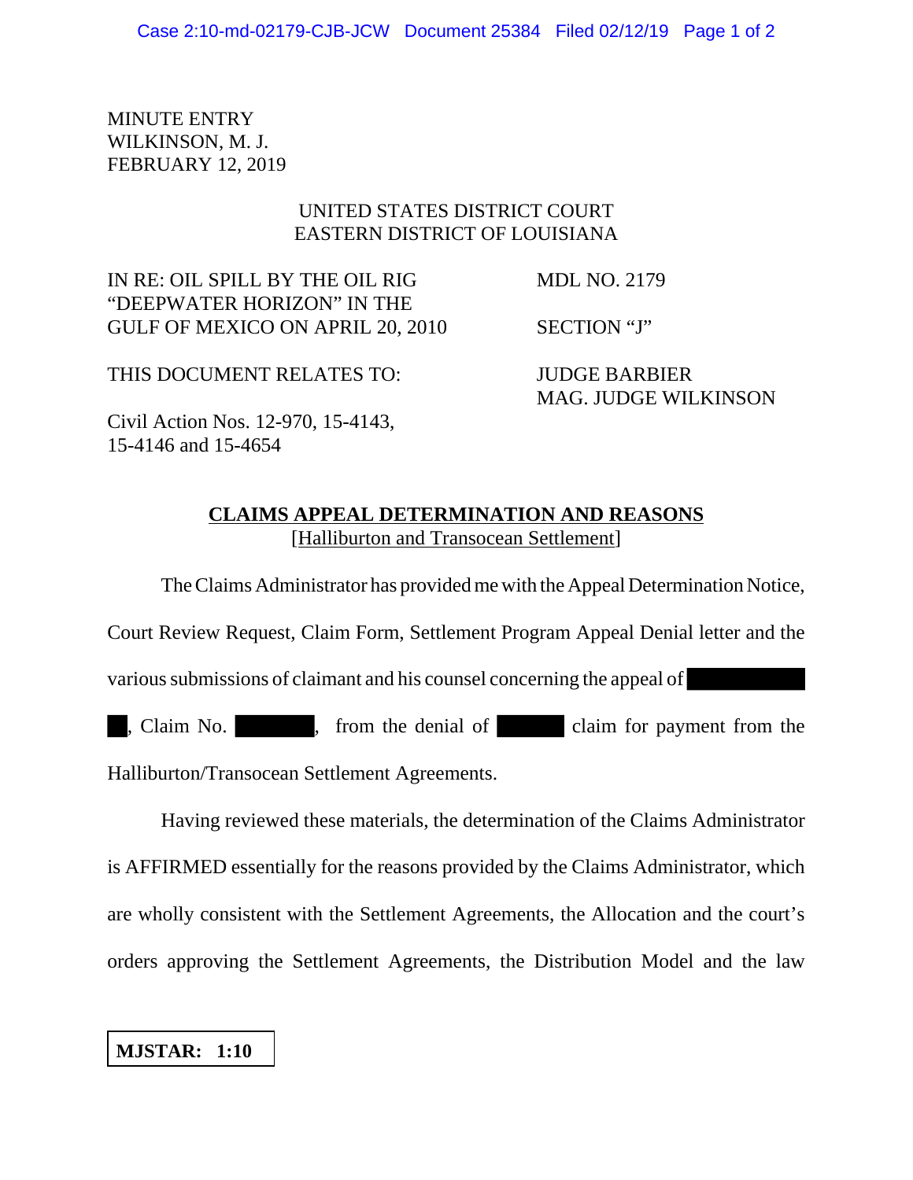MINUTE ENTRY
WILKINSON, M. J.
FEBRUARY 12, 2019

UNITED STATES DISTRICT COURT
EASTERN DISTRICT OF LOUISIANA

IN RE: OIL SPILL BY THE OIL RIG "DEEPWATER HORIZON" IN THE GULF OF MEXICO ON APRIL 20, 2010

MDL NO. 2179

SECTION "J"

THIS DOCUMENT RELATES TO:

JUDGE BARBIER
MAG. JUDGE WILKINSON

Civil Action Nos. 12-970, 15-4143, 15-4146 and 15-4654

## CLAIMS APPEAL DETERMINATION AND REASONS

[Halliburton and Transocean Settlement]

The Claims Administrator has provided me with the Appeal Determination Notice, Court Review Request, Claim Form, Settlement Program Appeal Denial letter and the various submissions of claimant and his counsel concerning the appeal of [REDACTED] [REDACTED], Claim No. [REDACTED], from the denial of [REDACTED] claim for payment from the Halliburton/Transocean Settlement Agreements.

Having reviewed these materials, the determination of the Claims Administrator is AFFIRMED essentially for the reasons provided by the Claims Administrator, which are wholly consistent with the Settlement Agreements, the Allocation and the court's orders approving the Settlement Agreements, the Distribution Model and the law

**MJSTAR: 1:10**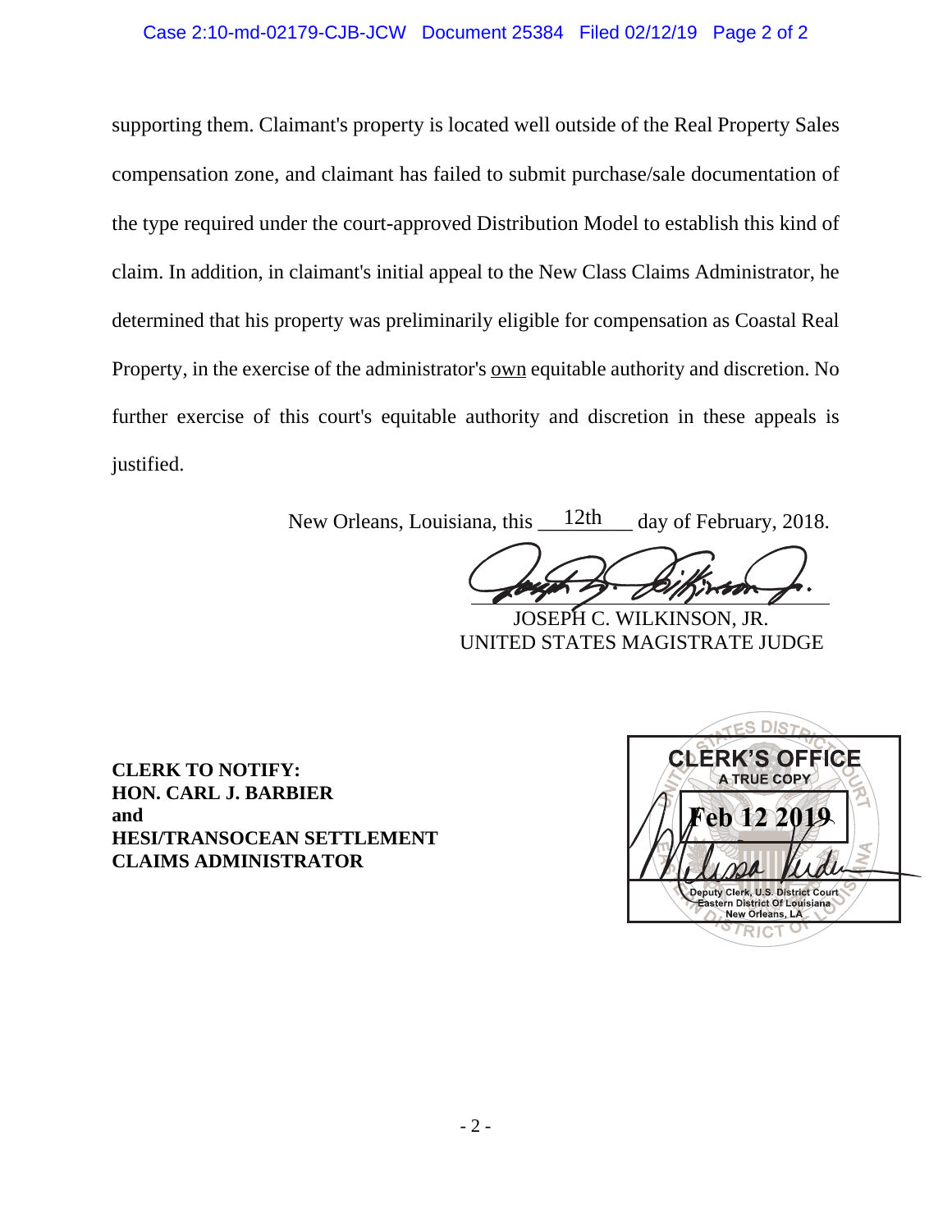supporting them. Claimant's property is located well outside of the Real Property Sales compensation zone, and claimant has failed to submit purchase/sale documentation of the type required under the court-approved Distribution Model to establish this kind of claim. In addition, in claimant's initial appeal to the New Class Claims Administrator, he determined that his property was preliminarily eligible for compensation as Coastal Real Property, in the exercise of the administrator's <u>own</u> equitable authority and discretion. No further exercise of this court's equitable authority and discretion in these appeals is justified.

New Orleans, Louisiana, this 12th day of February, 2018.

JOSEPH C. WILKINSON, JR.
UNITED STATES MAGISTRATE JUDGE

**CLERK TO NOTIFY:**
**HON. CARL J. BARBIER**
**and**
**HESI/TRANSOCEAN SETTLEMENT CLAIMS ADMINISTRATOR**

CLERK'S OFFICE
A TRUE COPY
Feb 12 2019
Deputy Clerk, U.S. District Court
Eastern District Of Louisiana
New Orleans, LA